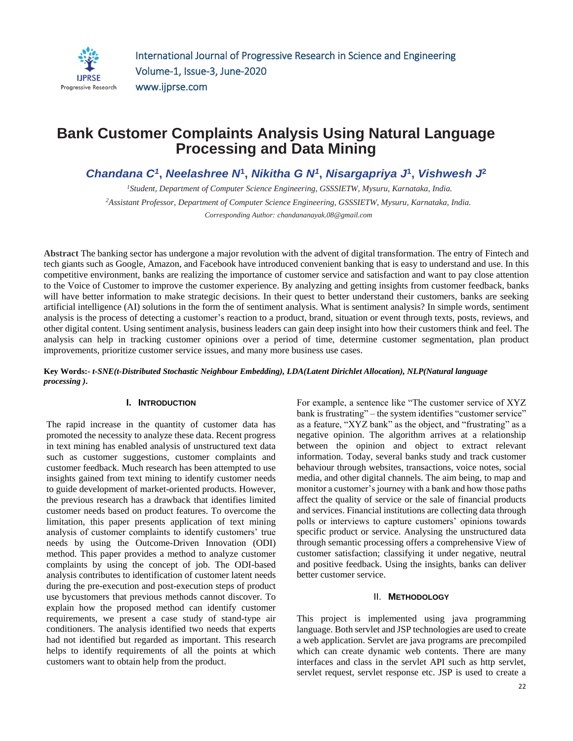# Bank Customer Complaints Analysis Using Natural Language Processing and Data Mining

***Chandana C[1], Neelashree N[1], Nikitha G N[1], Nisargapriya J[1], Vishwesh J[2]***

*[1]Student, Department of Computer Science Engineering, GSSSIETW, Mysuru, Karnataka, India.*

*[2]Assistant Professor, Department of Computer Science Engineering, GSSSIETW, Mysuru, Karnataka, India.*

*Corresponding Author: chandananayak.08@gmail.com*

**Abstract** The banking sector has undergone a major revolution with the advent of digital transformation. The entry of Fintech and tech giants such as Google, Amazon, and Facebook have introduced convenient banking that is easy to understand and use. In this competitive environment, banks are realizing the importance of customer service and satisfaction and want to pay close attention to the Voice of Customer to improve the customer experience. By analyzing and getting insights from customer feedback, banks will have better information to make strategic decisions. In their quest to better understand their customers, banks are seeking artificial intelligence (AI) solutions in the form the of sentiment analysis. What is sentiment analysis? In simple words, sentiment analysis is the process of detecting a customer's reaction to a product, brand, situation or event through texts, posts, reviews, and other digital content. Using sentiment analysis, business leaders can gain deep insight into how their customers think and feel. The analysis can help in tracking customer opinions over a period of time, determine customer segmentation, plan product improvements, prioritize customer service issues, and many more business use cases.

**Key Words:-** ***t-SNE(t-Distributed Stochastic Neighbour Embedding), LDA(Latent Dirichlet Allocation), NLP(Natural language processing ).***

## I. Introduction

The rapid increase in the quantity of customer data has promoted the necessity to analyze these data. Recent progress in text mining has enabled analysis of unstructured text data such as customer suggestions, customer complaints and customer feedback. Much research has been attempted to use insights gained from text mining to identify customer needs to guide development of market-oriented products. However, the previous research has a drawback that identifies limited customer needs based on product features. To overcome the limitation, this paper presents application of text mining analysis of customer complaints to identify customers' true needs by using the Outcome-Driven Innovation (ODI) method. This paper provides a method to analyze customer complaints by using the concept of job. The ODI-based analysis contributes to identification of customer latent needs during the pre-execution and post-execution steps of product use bycustomers that previous methods cannot discover. To explain how the proposed method can identify customer requirements, we present a case study of stand-type air conditioners. The analysis identified two needs that experts had not identified but regarded as important. This research helps to identify requirements of all the points at which customers want to obtain help from the product.

For example, a sentence like "The customer service of XYZ bank is frustrating" – the system identifies "customer service" as a feature, "XYZ bank" as the object, and "frustrating" as a negative opinion. The algorithm arrives at a relationship between the opinion and object to extract relevant information. Today, several banks study and track customer behaviour through websites, transactions, voice notes, social media, and other digital channels. The aim being, to map and monitor a customer's journey with a bank and how those paths affect the quality of service or the sale of financial products and services. Financial institutions are collecting data through polls or interviews to capture customers' opinions towards specific product or service. Analysing the unstructured data through semantic processing offers a comprehensive View of customer satisfaction; classifying it under negative, neutral and positive feedback. Using the insights, banks can deliver better customer service.

## II. Methodology

This project is implemented using java programming language. Both servlet and JSP technologies are used to create a web application. Servlet are java programs are precompiled which can create dynamic web contents. There are many interfaces and class in the servlet API such as http servlet, servlet request, servlet response etc. JSP is used to create a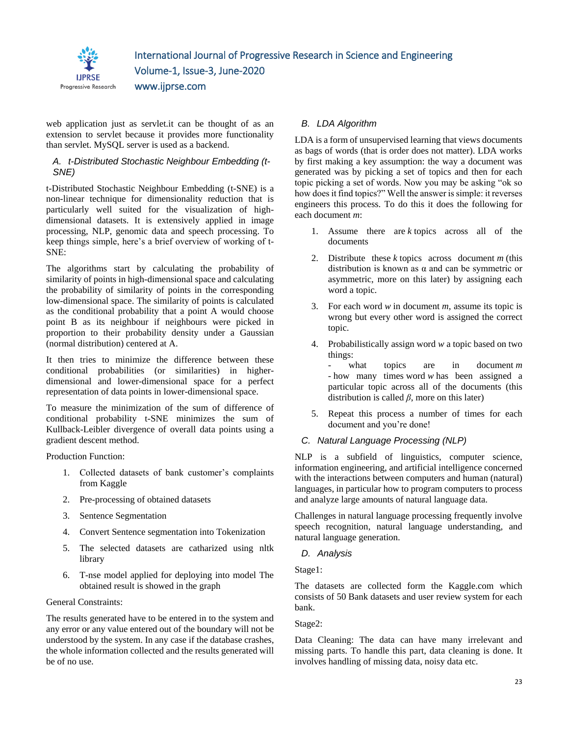web application just as servlet.it can be thought of as an extension to servlet because it provides more functionality than servlet. MySQL server is used as a backend.

### A. t-Distributed Stochastic Neighbour Embedding (t-SNE)

t-Distributed Stochastic Neighbour Embedding (t-SNE) is a non-linear technique for dimensionality reduction that is particularly well suited for the visualization of high-dimensional datasets. It is extensively applied in image processing, NLP, genomic data and speech processing. To keep things simple, here's a brief overview of working of t-SNE:

The algorithms start by calculating the probability of similarity of points in high-dimensional space and calculating the probability of similarity of points in the corresponding low-dimensional space. The similarity of points is calculated as the conditional probability that a point A would choose point B as its neighbour if neighbours were picked in proportion to their probability density under a Gaussian (normal distribution) centered at A.

It then tries to minimize the difference between these conditional probabilities (or similarities) in higher-dimensional and lower-dimensional space for a perfect representation of data points in lower-dimensional space.

To measure the minimization of the sum of difference of conditional probability t-SNE minimizes the sum of Kullback-Leibler divergence of overall data points using a gradient descent method.

Production Function:

1. Collected datasets of bank customer's complaints from Kaggle
2. Pre-processing of obtained datasets
3. Sentence Segmentation
4. Convert Sentence segmentation into Tokenization
5. The selected datasets are catharized using nltk library
6. T-nse model applied for deploying into model The obtained result is showed in the graph

General Constraints:

The results generated have to be entered in to the system and any error or any value entered out of the boundary will not be understood by the system. In any case if the database crashes, the whole information collected and the results generated will be of no use.

### B. LDA Algorithm

LDA is a form of unsupervised learning that views documents as bags of words (that is order does not matter). LDA works by first making a key assumption: the way a document was generated was by picking a set of topics and then for each topic picking a set of words. Now you may be asking "ok so how does it find topics?" Well the answer is simple: it reverses engineers this process. To do this it does the following for each document *m*:

1. Assume there are *k* topics across all of the documents
2. Distribute these *k* topics across document *m* (this distribution is known as α and can be symmetric or asymmetric, more on this later) by assigning each word a topic.
3. For each word *w* in document *m*, assume its topic is wrong but every other word is assigned the correct topic.
4. Probabilistically assign word *w* a topic based on two things:
   - what topics are in document *m*
   - how many times word *w* has been assigned a particular topic across all of the documents (this distribution is called *β*, more on this later)
5. Repeat this process a number of times for each document and you're done!

### C. Natural Language Processing (NLP)

NLP is a subfield of linguistics, computer science, information engineering, and artificial intelligence concerned with the interactions between computers and human (natural) languages, in particular how to program computers to process and analyze large amounts of natural language data.

Challenges in natural language processing frequently involve speech recognition, natural language understanding, and natural language generation.

### D. Analysis

Stage1:

The datasets are collected form the Kaggle.com which consists of 50 Bank datasets and user review system for each bank.

Stage2:

Data Cleaning: The data can have many irrelevant and missing parts. To handle this part, data cleaning is done. It involves handling of missing data, noisy data etc.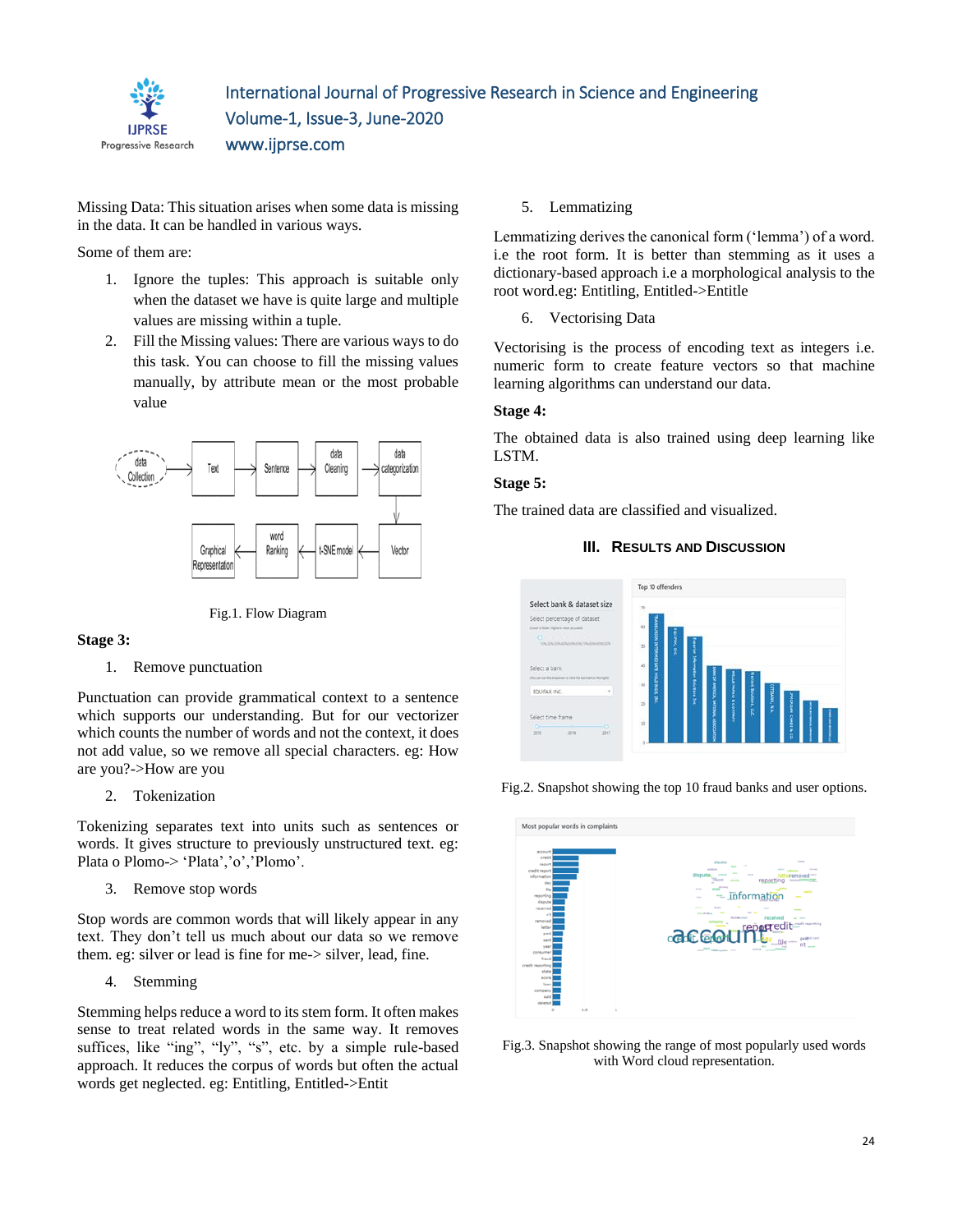Missing Data: This situation arises when some data is missing in the data. It can be handled in various ways.

Some of them are:

1. Ignore the tuples: This approach is suitable only when the dataset we have is quite large and multiple values are missing within a tuple.
2. Fill the Missing values: There are various ways to do this task. You can choose to fill the missing values manually, by attribute mean or the most probable value

Fig.1. Flow Diagram

**Stage 3:**

1. Remove punctuation

Punctuation can provide grammatical context to a sentence which supports our understanding. But for our vectorizer which counts the number of words and not the context, it does not add value, so we remove all special characters. eg: How are you?->How are you

2. Tokenization

Tokenizing separates text into units such as sentences or words. It gives structure to previously unstructured text. eg: Plata o Plomo-> 'Plata','o','Plomo'.

3. Remove stop words

Stop words are common words that will likely appear in any text. They don't tell us much about our data so we remove them. eg: silver or lead is fine for me-> silver, lead, fine.

4. Stemming

Stemming helps reduce a word to its stem form. It often makes sense to treat related words in the same way. It removes suffices, like "ing", "ly", "s", etc. by a simple rule-based approach. It reduces the corpus of words but often the actual words get neglected. eg: Entitling, Entitled->Entit

5. Lemmatizing

Lemmatizing derives the canonical form ('lemma') of a word. i.e the root form. It is better than stemming as it uses a dictionary-based approach i.e a morphological analysis to the root word.eg: Entitling, Entitled->Entitle

6. Vectorising Data

Vectorising is the process of encoding text as integers i.e. numeric form to create feature vectors so that machine learning algorithms can understand our data.

**Stage 4:**

The obtained data is also trained using deep learning like LSTM.

**Stage 5:**

The trained data are classified and visualized.

## III. Results and Discussion

Fig.2. Snapshot showing the top 10 fraud banks and user options.

Fig.3. Snapshot showing the range of most popularly used words with Word cloud representation.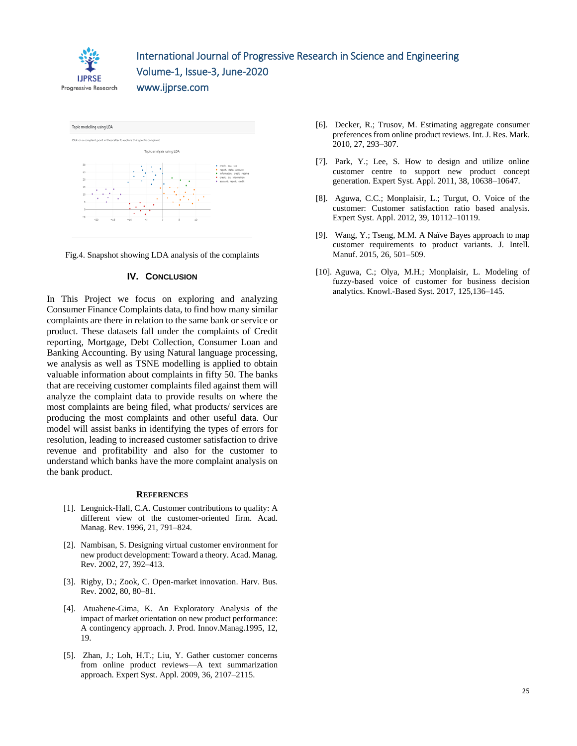Topic modelling using LDA

Click on a complaint point in the scatter to explore that specific complaint

Topic analysis using LDA

Fig.4. Snapshot showing LDA analysis of the complaints

## IV. CONCLUSION

In This Project we focus on exploring and analyzing Consumer Finance Complaints data, to find how many similar complaints are there in relation to the same bank or service or product. These datasets fall under the complaints of Credit reporting, Mortgage, Debt Collection, Consumer Loan and Banking Accounting. By using Natural language processing, we analysis as well as TSNE modelling is applied to obtain valuable information about complaints in fifty 50. The banks that are receiving customer complaints filed against them will analyze the complaint data to provide results on where the most complaints are being filed, what products/ services are producing the most complaints and other useful data. Our model will assist banks in identifying the types of errors for resolution, leading to increased customer satisfaction to drive revenue and profitability and also for the customer to understand which banks have the more complaint analysis on the bank product.

## REFERENCES

[1]. Lengnick-Hall, C.A. Customer contributions to quality: A different view of the customer-oriented firm. Acad. Manag. Rev. 1996, 21, 791–824.

[2]. Nambisan, S. Designing virtual customer environment for new product development: Toward a theory. Acad. Manag. Rev. 2002, 27, 392–413.

[3]. Rigby, D.; Zook, C. Open-market innovation. Harv. Bus. Rev. 2002, 80, 80–81.

[4]. Atuahene-Gima, K. An Exploratory Analysis of the impact of market orientation on new product performance: A contingency approach. J. Prod. Innov.Manag.1995, 12, 19.

[5]. Zhan, J.; Loh, H.T.; Liu, Y. Gather customer concerns from online product reviews—A text summarization approach. Expert Syst. Appl. 2009, 36, 2107–2115.

[6]. Decker, R.; Trusov, M. Estimating aggregate consumer preferences from online product reviews. Int. J. Res. Mark. 2010, 27, 293–307.

[7]. Park, Y.; Lee, S. How to design and utilize online customer centre to support new product concept generation. Expert Syst. Appl. 2011, 38, 10638–10647.

[8]. Aguwa, C.C.; Monplaisir, L.; Turgut, O. Voice of the customer: Customer satisfaction ratio based analysis. Expert Syst. Appl. 2012, 39, 10112–10119.

[9]. Wang, Y.; Tseng, M.M. A Naïve Bayes approach to map customer requirements to product variants. J. Intell. Manuf. 2015, 26, 501–509.

[10]. Aguwa, C.; Olya, M.H.; Monplaisir, L. Modeling of fuzzy-based voice of customer for business decision analytics. Knowl.-Based Syst. 2017, 125,136–145.